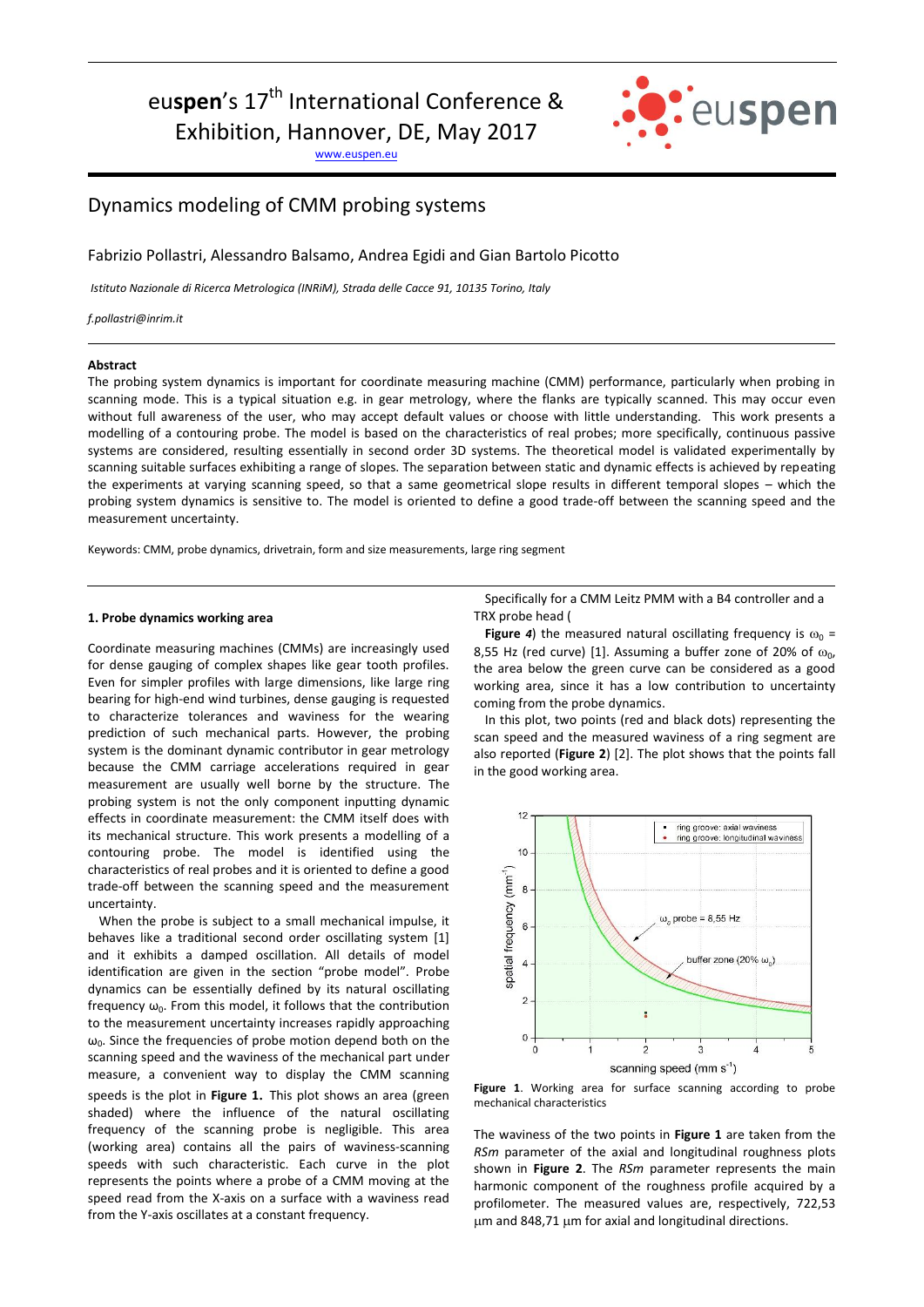euspen's 17th International Conference & Exhibition, Hannover, DE, May 2017

www.euspen.eu

# Dynamics modeling of CMM probing systems

Fabrizio Pollastri, Alessandro Balsamo, Andrea Egidi and Gian Bartolo Picotto

*Istituto Nazionale di Ricerca Metrologica (INRiM), Strada delle Cacce 91, 10135 Torino, Italy*

*f.pollastri@inrim.it*

**Abstract**

The probing system dynamics is important for coordinate measuring machine (CMM) performance, particularly when probing in scanning mode. This is a typical situation e.g. in gear metrology, where the flanks are typically scanned. This may occur even without full awareness of the user, who may accept default values or choose with little understanding. This work presents a modelling of a contouring probe. The model is based on the characteristics of real probes; more specifically, continuous passive systems are considered, resulting essentially in second order 3D systems. The theoretical model is validated experimentally by scanning suitable surfaces exhibiting a range of slopes. The separation between static and dynamic effects is achieved by repeating the experiments at varying scanning speed, so that a same geometrical slope results in different temporal slopes – which the probing system dynamics is sensitive to. The model is oriented to define a good trade-off between the scanning speed and the measurement uncertainty.

Keywords: CMM, probe dynamics, drivetrain, form and size measurements, large ring segment

## 1. Probe dynamics working area

Coordinate measuring machines (CMMs) are increasingly used for dense gauging of complex shapes like gear tooth profiles. Even for simpler profiles with large dimensions, like large ring bearing for high-end wind turbines, dense gauging is requested to characterize tolerances and waviness for the wearing prediction of such mechanical parts. However, the probing system is the dominant dynamic contributor in gear metrology because the CMM carriage accelerations required in gear measurement are usually well borne by the structure. The probing system is not the only component inputting dynamic effects in coordinate measurement: the CMM itself does with its mechanical structure. This work presents a modelling of a contouring probe. The model is identified using the characteristics of real probes and it is oriented to define a good trade-off between the scanning speed and the measurement uncertainty.

When the probe is subject to a small mechanical impulse, it behaves like a traditional second order oscillating system [1] and it exhibits a damped oscillation. All details of model identification are given in the section "probe model". Probe dynamics can be essentially defined by its natural oscillating frequency $\omega_0$. From this model, it follows that the contribution to the measurement uncertainty increases rapidly approaching $\omega_0$. Since the frequencies of probe motion depend both on the scanning speed and the waviness of the mechanical part under measure, a convenient way to display the CMM scanning speeds is the plot in **Figure 1.** This plot shows an area (green shaded) where the influence of the natural oscillating frequency of the scanning probe is negligible. This area (working area) contains all the pairs of waviness-scanning speeds with such characteristic. Each curve in the plot represents the points where a probe of a CMM moving at the speed read from the X-axis on a surface with a waviness read from the Y-axis oscillates at a constant frequency.

Specifically for a CMM Leitz PMM with a B4 controller and a TRX probe head (**Figure *4***) the measured natural oscillating frequency is $\omega_0$ = 8,55 Hz (red curve) [1]. Assuming a buffer zone of 20% of $\omega_0$, the area below the green curve can be considered as a good working area, since it has a low contribution to uncertainty coming from the probe dynamics.

In this plot, two points (red and black dots) representing the scan speed and the measured waviness of a ring segment are also reported (**Figure 2**) [2]. The plot shows that the points fall in the good working area.

**Figure 1**. Working area for surface scanning according to probe mechanical characteristics

The waviness of the two points in **Figure 1** are taken from the *RSm* parameter of the axial and longitudinal roughness plots shown in **Figure 2**. The *RSm* parameter represents the main harmonic component of the roughness profile acquired by a profilometer. The measured values are, respectively, 722,53 µm and 848,71 µm for axial and longitudinal directions.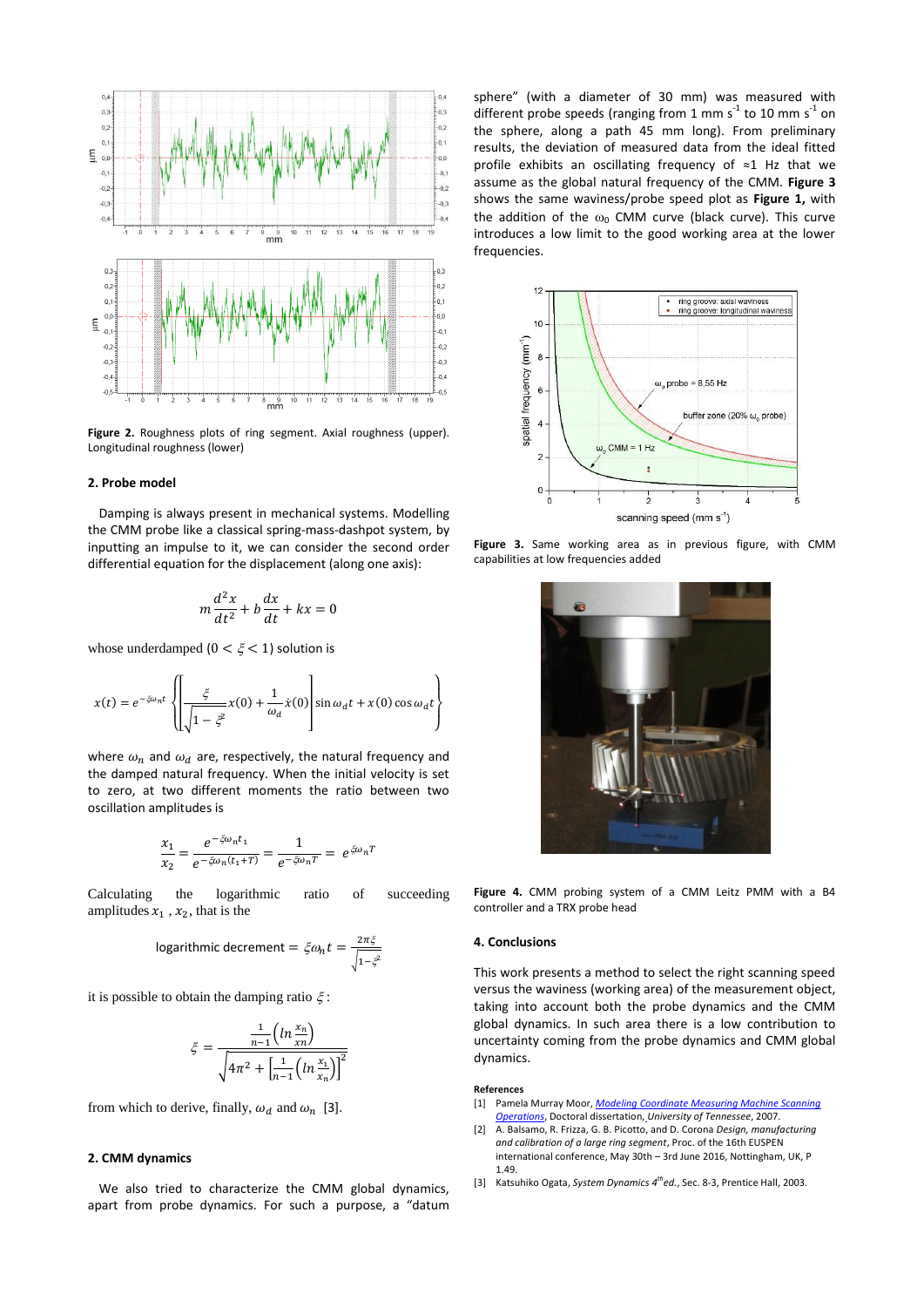Figure 2. Roughness plots of ring segment. Axial roughness (upper). Longitudinal roughness (lower)

## 2. Probe model

Damping is always present in mechanical systems. Modelling the CMM probe like a classical spring-mass-dashpot system, by inputting an impulse to it, we can consider the second order differential equation for the displacement (along one axis):

$$m\frac{d^2x}{dt^2} + b\frac{dx}{dt} + kx = 0$$

whose underdamped ($0 < \xi < 1$) solution is

$$x(t) = e^{-\xi\omega_n t}\left\{\left[\frac{\xi}{\sqrt{1-\xi^2}}x(0) + \frac{1}{\omega_d}\dot{x}(0)\right]\sin\omega_d t + x(0)\cos\omega_d t\right\}$$

where $\omega_n$ and $\omega_d$ are, respectively, the natural frequency and the damped natural frequency. When the initial velocity is set to zero, at two different moments the ratio between two oscillation amplitudes is

$$\frac{x_1}{x_2} = \frac{e^{-\xi\omega_n t_1}}{e^{-\xi\omega_n(t_1+T)}} = \frac{1}{e^{-\xi\omega_n T}} = e^{\xi\omega_n T}$$

Calculating the logarithmic ratio of succeeding amplitudes $x_1$ , $x_2$, that is the

$$\text{logarithmic decrement} = \xi\omega_n t = \frac{2\pi\xi}{\sqrt{1-\xi^2}}$$

it is possible to obtain the damping ratio $\xi$ :

$$\xi = \frac{\frac{1}{n-1}\left(ln\frac{x_n}{xn}\right)}{\sqrt{4\pi^2 + \left[\frac{1}{n-1}\left(ln\frac{x_1}{x_n}\right)\right]^2}}$$

from which to derive, finally, $\omega_d$ and $\omega_n$ [3].

## 2. CMM dynamics

We also tried to characterize the CMM global dynamics, apart from probe dynamics. For such a purpose, a "datum sphere" (with a diameter of 30 mm) was measured with different probe speeds (ranging from 1 mm s$^{-1}$ to 10 mm s$^{-1}$ on the sphere, along a path 45 mm long). From preliminary results, the deviation of measured data from the ideal fitted profile exhibits an oscillating frequency of ≈1 Hz that we assume as the global natural frequency of the CMM. **Figure 3** shows the same waviness/probe speed plot as **Figure 1,** with the addition of the $\omega_0$ CMM curve (black curve). This curve introduces a low limit to the good working area at the lower frequencies.

Figure 3. Same working area as in previous figure, with CMM capabilities at low frequencies added

Figure 4. CMM probing system of a CMM Leitz PMM with a B4 controller and a TRX probe head

## 4. Conclusions

This work presents a method to select the right scanning speed versus the waviness (working area) of the measurement object, taking into account both the probe dynamics and the CMM global dynamics. In such area there is a low contribution to uncertainty coming from the probe dynamics and CMM global dynamics.

### References

[1] Pamela Murray Moor, *Modeling Coordinate Measuring Machine Scanning Operations*, Doctoral dissertation, *University of Tennessee*, 2007.

[2] A. Balsamo, R. Frizza, G. B. Picotto, and D. Corona *Design, manufacturing and calibration of a large ring segment*, Proc. of the 16th EUSPEN international conference, May 30th – 3rd June 2016, Nottingham, UK, P 1.49.

[3] Katsuhiko Ogata, *System Dynamics 4th ed.*, Sec. 8-3, Prentice Hall, 2003.